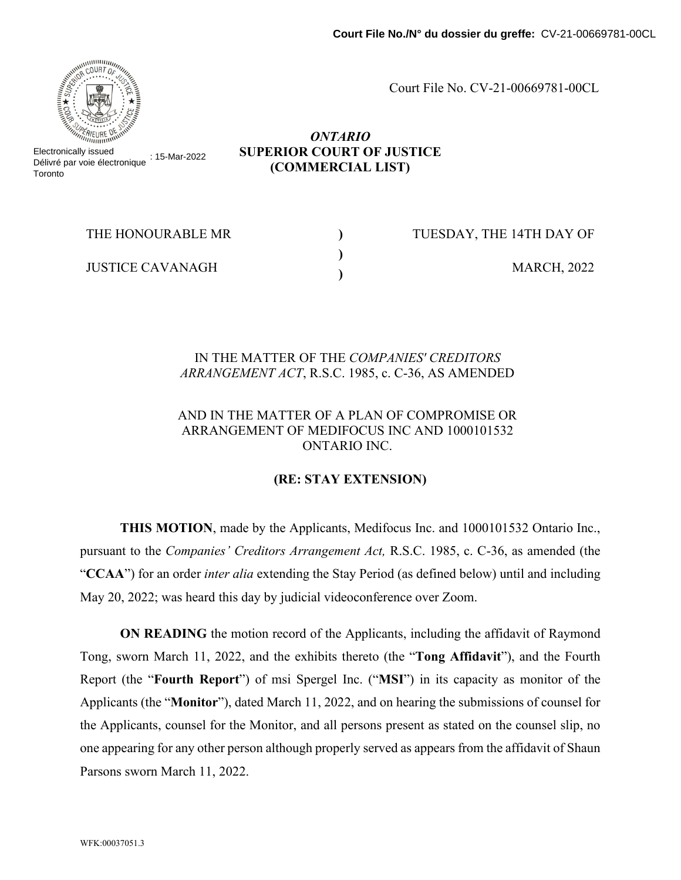**Court File No./N° du dossier du greffe:** CV-21-00669781-00CL

Electronically issued
Délivré par voie électronique : 15-Mar-2022
Toronto

Court File No. CV-21-00669781-00CL

*ONTARIO*
**SUPERIOR COURT OF JUSTICE**
**(COMMERCIAL LIST)**

| | | |
|---|---|---|
| THE HONOURABLE MR | **)** | TUESDAY, THE 14TH DAY OF |
| | **)** | |
| JUSTICE CAVANAGH | **)** | MARCH, 2022 |

IN THE MATTER OF THE *COMPANIES' CREDITORS ARRANGEMENT ACT*, R.S.C. 1985, c. C-36, AS AMENDED

AND IN THE MATTER OF A PLAN OF COMPROMISE OR ARRANGEMENT OF MEDIFOCUS INC AND 1000101532 ONTARIO INC.

**(RE: STAY EXTENSION)**

**THIS MOTION**, made by the Applicants, Medifocus Inc. and 1000101532 Ontario Inc., pursuant to the *Companies' Creditors Arrangement Act,* R.S.C. 1985, c. C-36, as amended (the "**CCAA**") for an order *inter alia* extending the Stay Period (as defined below) until and including May 20, 2022; was heard this day by judicial videoconference over Zoom.

**ON READING** the motion record of the Applicants, including the affidavit of Raymond Tong, sworn March 11, 2022, and the exhibits thereto (the "**Tong Affidavit**"), and the Fourth Report (the "**Fourth Report**") of msi Spergel Inc. ("**MSI**") in its capacity as monitor of the Applicants (the "**Monitor**"), dated March 11, 2022, and on hearing the submissions of counsel for the Applicants, counsel for the Monitor, and all persons present as stated on the counsel slip, no one appearing for any other person although properly served as appears from the affidavit of Shaun Parsons sworn March 11, 2022.

WFK:00037051.3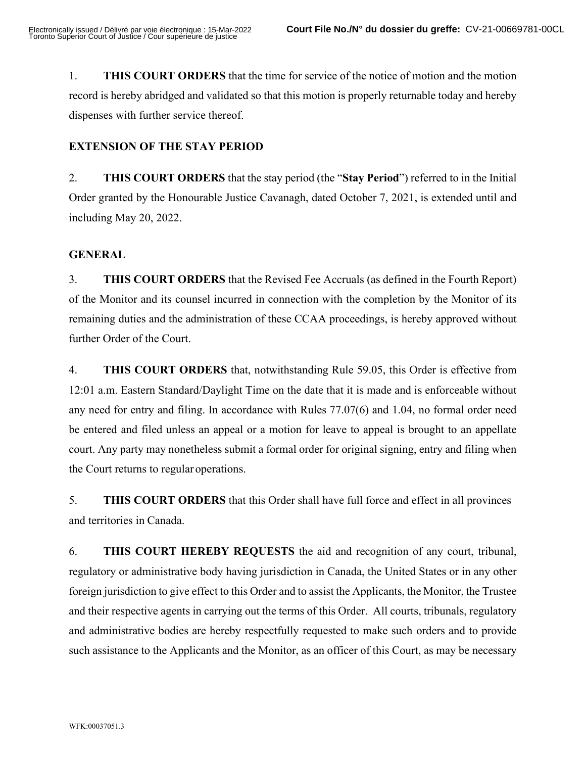1. **THIS COURT ORDERS** that the time for service of the notice of motion and the motion record is hereby abridged and validated so that this motion is properly returnable today and hereby dispenses with further service thereof.

## EXTENSION OF THE STAY PERIOD

2. **THIS COURT ORDERS** that the stay period (the "**Stay Period**") referred to in the Initial Order granted by the Honourable Justice Cavanagh, dated October 7, 2021, is extended until and including May 20, 2022.

## GENERAL

3. **THIS COURT ORDERS** that the Revised Fee Accruals (as defined in the Fourth Report) of the Monitor and its counsel incurred in connection with the completion by the Monitor of its remaining duties and the administration of these CCAA proceedings, is hereby approved without further Order of the Court.

4. **THIS COURT ORDERS** that, notwithstanding Rule 59.05, this Order is effective from 12:01 a.m. Eastern Standard/Daylight Time on the date that it is made and is enforceable without any need for entry and filing. In accordance with Rules 77.07(6) and 1.04, no formal order need be entered and filed unless an appeal or a motion for leave to appeal is brought to an appellate court. Any party may nonetheless submit a formal order for original signing, entry and filing when the Court returns to regular operations.

5. **THIS COURT ORDERS** that this Order shall have full force and effect in all provinces and territories in Canada.

6. **THIS COURT HEREBY REQUESTS** the aid and recognition of any court, tribunal, regulatory or administrative body having jurisdiction in Canada, the United States or in any other foreign jurisdiction to give effect to this Order and to assist the Applicants, the Monitor, the Trustee and their respective agents in carrying out the terms of this Order. All courts, tribunals, regulatory and administrative bodies are hereby respectfully requested to make such orders and to provide such assistance to the Applicants and the Monitor, as an officer of this Court, as may be necessary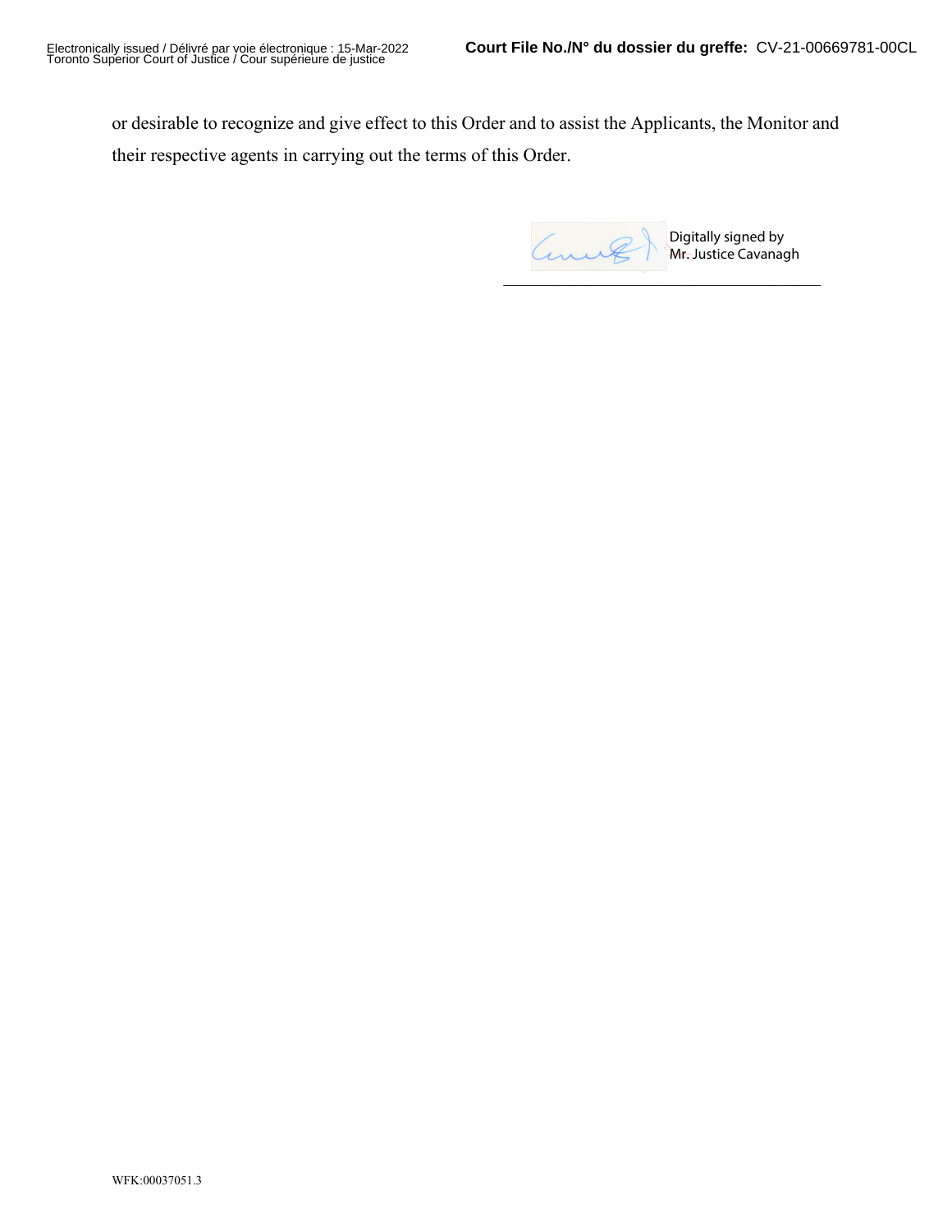or desirable to recognize and give effect to this Order and to assist the Applicants, the Monitor and their respective agents in carrying out the terms of this Order.

Digitally signed by Mr. Justice Cavanagh

WFK:00037051.3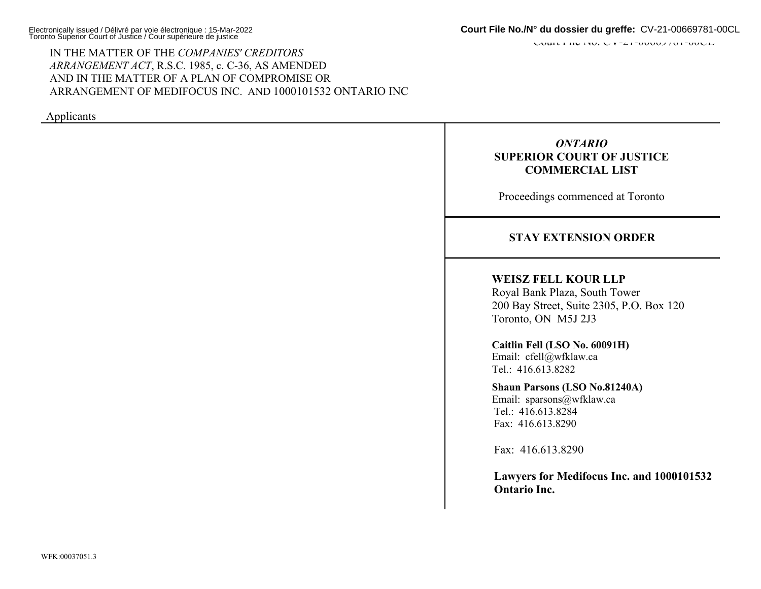Electronically issued / Délivré par voie électronique : 15-Mar-2022
Toronto Superior Court of Justice / Cour supérieure de justice

**Court File No./N° du dossier du greffe:** CV-21-00669781-00CL

Court File No. CV-21-00669781-00CL

IN THE MATTER OF THE *COMPANIES' CREDITORS ARRANGEMENT ACT*, R.S.C. 1985, c. C-36, AS AMENDED
AND IN THE MATTER OF A PLAN OF COMPROMISE OR ARRANGEMENT OF MEDIFOCUS INC. AND 1000101532 ONTARIO INC

Applicants

***ONTARIO***
**SUPERIOR COURT OF JUSTICE**
**COMMERCIAL LIST**

Proceedings commenced at Toronto

**STAY EXTENSION ORDER**

**WEISZ FELL KOUR LLP**
Royal Bank Plaza, South Tower
200 Bay Street, Suite 2305, P.O. Box 120
Toronto, ON M5J 2J3

**Caitlin Fell (LSO No. 60091H)**
Email: cfell@wfklaw.ca
Tel.: 416.613.8282

**Shaun Parsons (LSO No.81240A)**
Email: sparsons@wfklaw.ca
Tel.: 416.613.8284
Fax: 416.613.8290

Fax: 416.613.8290

**Lawyers for Medifocus Inc. and 1000101532 Ontario Inc.**

WFK:00037051.3